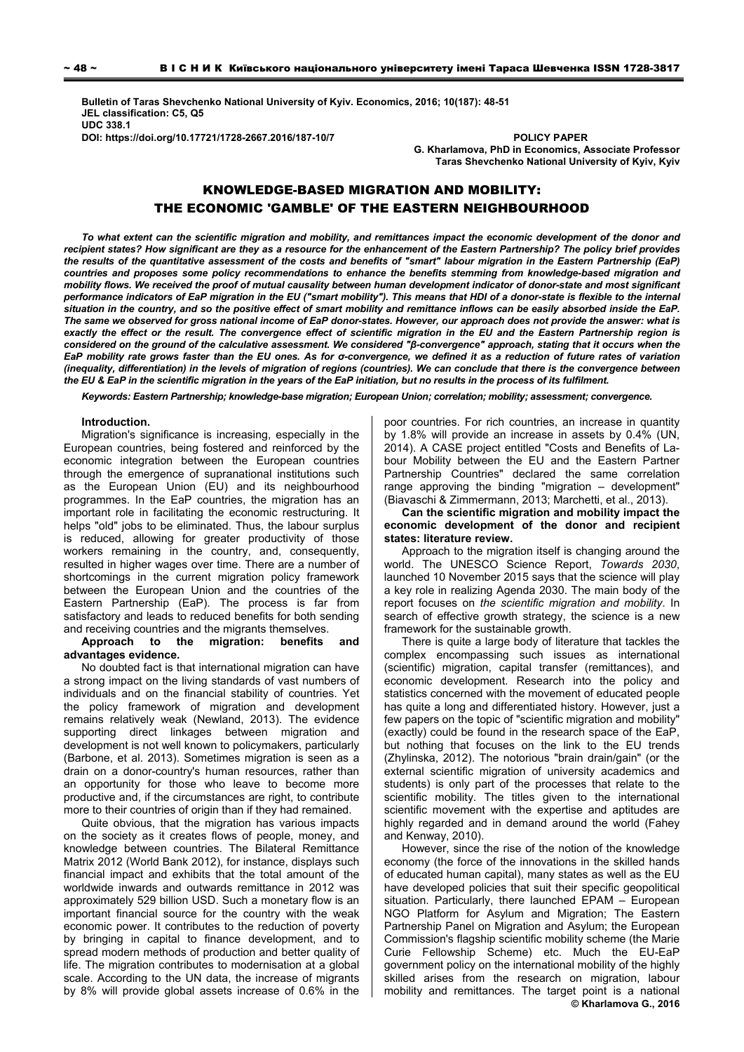Bulletin of Taras Shevchenko National University of Kyiv. Economics, 2016; 10(187): 48-51
JEL classification: C5, Q5
UDC 338.1
DOI: https://doi.org/10.17721/1728-2667.2016/187-10/7

POLICY PAPER

G. Kharlamova, PhD in Economics, Associate Professor
Taras Shevchenko National University of Kyiv, Kyiv

# KNOWLEDGE-BASED MIGRATION AND MOBILITY: THE ECONOMIC 'GAMBLE' OF THE EASTERN NEIGHBOURHOOD

***To what extent can the scientific migration and mobility, and remittances impact the economic development of the donor and recipient states? How significant are they as a resource for the enhancement of the Eastern Partnership? The policy brief provides the results of the quantitative assessment of the costs and benefits of "smart" labour migration in the Eastern Partnership (EaP) countries and proposes some policy recommendations to enhance the benefits stemming from knowledge-based migration and mobility flows. We received the proof of mutual causality between human development indicator of donor-state and most significant performance indicators of EaP migration in the EU ("smart mobility"). This means that HDI of a donor-state is flexible to the internal situation in the country, and so the positive effect of smart mobility and remittance inflows can be easily absorbed inside the EaP. The same we observed for gross national income of EaP donor-states. However, our approach does not provide the answer: what is exactly the effect or the result. The convergence effect of scientific migration in the EU and the Eastern Partnership region is considered on the ground of the calculative assessment. We considered "β-convergence" approach, stating that it occurs when the EaP mobility rate grows faster than the EU ones. As for σ-convergence, we defined it as a reduction of future rates of variation (inequality, differentiation) in the levels of migration of regions (countries). We can conclude that there is the convergence between the EU & EaP in the scientific migration in the years of the EaP initiation, but no results in the process of its fulfilment.***

***Keywords: Eastern Partnership; knowledge-base migration; European Union; correlation; mobility; assessment; convergence.***

**Introduction.**

Migration's significance is increasing, especially in the European countries, being fostered and reinforced by the economic integration between the European countries through the emergence of supranational institutions such as the European Union (EU) and its neighbourhood programmes. In the EaP countries, the migration has an important role in facilitating the economic restructuring. It helps "old" jobs to be eliminated. Thus, the labour surplus is reduced, allowing for greater productivity of those workers remaining in the country, and, consequently, resulted in higher wages over time. There are a number of shortcomings in the current migration policy framework between the European Union and the countries of the Eastern Partnership (EaP). The process is far from satisfactory and leads to reduced benefits for both sending and receiving countries and the migrants themselves.

**Approach to the migration: benefits and advantages evidence.**

No doubted fact is that international migration can have a strong impact on the living standards of vast numbers of individuals and on the financial stability of countries. Yet the policy framework of migration and development remains relatively weak (Newland, 2013). The evidence supporting direct linkages between migration and development is not well known to policymakers, particularly (Barbone, et al. 2013). Sometimes migration is seen as a drain on a donor-country's human resources, rather than an opportunity for those who leave to become more productive and, if the circumstances are right, to contribute more to their countries of origin than if they had remained.

Quite obvious, that the migration has various impacts on the society as it creates flows of people, money, and knowledge between countries. The Bilateral Remittance Matrix 2012 (World Bank 2012), for instance, displays such financial impact and exhibits that the total amount of the worldwide inwards and outwards remittance in 2012 was approximately 529 billion USD. Such a monetary flow is an important financial source for the country with the weak economic power. It contributes to the reduction of poverty by bringing in capital to finance development, and to spread modern methods of production and better quality of life. The migration contributes to modernisation at a global scale. According to the UN data, the increase of migrants by 8% will provide global assets increase of 0.6% in the poor countries. For rich countries, an increase in quantity by 1.8% will provide an increase in assets by 0.4% (UN, 2014). A CASE project entitled "Costs and Benefits of Labour Mobility between the EU and the Eastern Partner Partnership Countries" declared the same correlation range approving the binding "migration – development" (Biavaschi & Zimmermann, 2013; Marchetti, et al., 2013).

**Can the scientific migration and mobility impact the economic development of the donor and recipient states: literature review.**

Approach to the migration itself is changing around the world. The UNESCO Science Report, *Towards 2030*, launched 10 November 2015 says that the science will play a key role in realizing Agenda 2030. The main body of the report focuses on *the scientific migration and mobility*. In search of effective growth strategy, the science is a new framework for the sustainable growth.

There is quite a large body of literature that tackles the complex encompassing such issues as international (scientific) migration, capital transfer (remittances), and economic development. Research into the policy and statistics concerned with the movement of educated people has quite a long and differentiated history. However, just a few papers on the topic of "scientific migration and mobility" (exactly) could be found in the research space of the EaP, but nothing that focuses on the link to the EU trends (Zhylinska, 2012). The notorious "brain drain/gain" (or the external scientific migration of university academics and students) is only part of the processes that relate to the scientific mobility. The titles given to the international scientific movement with the expertise and aptitudes are highly regarded and in demand around the world (Fahey and Kenway, 2010).

However, since the rise of the notion of the knowledge economy (the force of the innovations in the skilled hands of educated human capital), many states as well as the EU have developed policies that suit their specific geopolitical situation. Particularly, there launched EPAM – European NGO Platform for Asylum and Migration; The Eastern Partnership Panel on Migration and Asylum; the European Commission's flagship scientific mobility scheme (the Marie Curie Fellowship Scheme) etc. Much the EU-EaP government policy on the international mobility of the highly skilled arises from the research on migration, labour mobility and remittances. The target point is a national

© Kharlamova G., 2016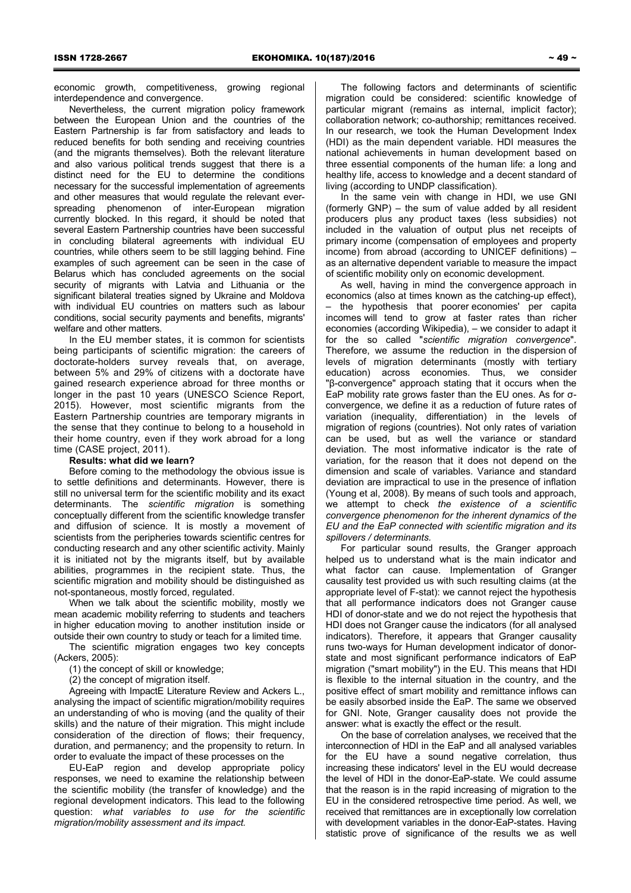economic growth, competitiveness, growing regional interdependence and convergence.

Nevertheless, the current migration policy framework between the European Union and the countries of the Eastern Partnership is far from satisfactory and leads to reduced benefits for both sending and receiving countries (and the migrants themselves). Both the relevant literature and also various political trends suggest that there is a distinct need for the EU to determine the conditions necessary for the successful implementation of agreements and other measures that would regulate the relevant ever-spreading phenomenon of inter-European migration currently blocked. In this regard, it should be noted that several Eastern Partnership countries have been successful in concluding bilateral agreements with individual EU countries, while others seem to be still lagging behind. Fine examples of such agreement can be seen in the case of Belarus which has concluded agreements on the social security of migrants with Latvia and Lithuania or the significant bilateral treaties signed by Ukraine and Moldova with individual EU countries on matters such as labour conditions, social security payments and benefits, migrants' welfare and other matters.

In the EU member states, it is common for scientists being participants of scientific migration: the careers of doctorate-holders survey reveals that, on average, between 5% and 29% of citizens with a doctorate have gained research experience abroad for three months or longer in the past 10 years (UNESCO Science Report, 2015). However, most scientific migrants from the Eastern Partnership countries are temporary migrants in the sense that they continue to belong to a household in their home country, even if they work abroad for a long time (CASE project, 2011).

**Results: what did we learn?**

Before coming to the methodology the obvious issue is to settle definitions and determinants. However, there is still no universal term for the scientific mobility and its exact determinants. The *scientific migration* is something conceptually different from the scientific knowledge transfer and diffusion of science. It is mostly a movement of scientists from the peripheries towards scientific centres for conducting research and any other scientific activity. Mainly it is initiated not by the migrants itself, but by available abilities, programmes in the recipient state. Thus, the scientific migration and mobility should be distinguished as not-spontaneous, mostly forced, regulated.

When we talk about the scientific mobility, mostly we mean academic mobility referring to students and teachers in higher education moving to another institution inside or outside their own country to study or teach for a limited time.

The scientific migration engages two key concepts (Ackers, 2005):

(1) the concept of skill or knowledge;

(2) the concept of migration itself.

Agreeing with ImpactE Literature Review and Ackers L., analysing the impact of scientific migration/mobility requires an understanding of who is moving (and the quality of their skills) and the nature of their migration. This might include consideration of the direction of flows; their frequency, duration, and permanency; and the propensity to return. In order to evaluate the impact of these processes on the EU-EaP region and develop appropriate policy responses, we need to examine the relationship between the scientific mobility (the transfer of knowledge) and the regional development indicators. This lead to the following question: *what variables to use for the scientific migration/mobility assessment and its impact.*

The following factors and determinants of scientific migration could be considered: scientific knowledge of particular migrant (remains as internal, implicit factor); collaboration network; co-authorship; remittances received. In our research, we took the Human Development Index (HDI) as the main dependent variable. HDI measures the national achievements in human development based on three essential components of the human life: a long and healthy life, access to knowledge and a decent standard of living (according to UNDP classification).

In the same vein with change in HDI, we use GNI (formerly GNP) – the sum of value added by all resident producers plus any product taxes (less subsidies) not included in the valuation of output plus net receipts of primary income (compensation of employees and property income) from abroad (according to UNICEF definitions) – as an alternative dependent variable to measure the impact of scientific mobility only on economic development.

As well, having in mind the convergence approach in economics (also at times known as the catching-up effect), – the hypothesis that poorer economies' per capita incomes will tend to grow at faster rates than richer economies (according Wikipedia), – we consider to adapt it for the so called "*scientific migration convergence*". Therefore, we assume the reduction in the dispersion of levels of migration determinants (mostly with tertiary education) across economies. Thus, we consider "β-convergence" approach stating that it occurs when the EaP mobility rate grows faster than the EU ones. As for σ-convergence, we define it as a reduction of future rates of variation (inequality, differentiation) in the levels of migration of regions (countries). Not only rates of variation can be used, but as well the variance or standard deviation. The most informative indicator is the rate of variation, for the reason that it does not depend on the dimension and scale of variables. Variance and standard deviation are impractical to use in the presence of inflation (Young et al, 2008). By means of such tools and approach, we attempt to check *the existence of a scientific convergence phenomenon for the inherent dynamics of the EU and the EaP connected with scientific migration and its spillovers / determinants.*

For particular sound results, the Granger approach helped us to understand what is the main indicator and what factor can cause. Implementation of Granger causality test provided us with such resulting claims (at the appropriate level of F-stat): we cannot reject the hypothesis that all performance indicators does not Granger cause HDI of donor-state and we do not reject the hypothesis that HDI does not Granger cause the indicators (for all analysed indicators). Therefore, it appears that Granger causality runs two-ways for Human development indicator of donor-state and most significant performance indicators of EaP migration ("smart mobility") in the EU. This means that HDI is flexible to the internal situation in the country, and the positive effect of smart mobility and remittance inflows can be easily absorbed inside the EaP. The same we observed for GNI. Note, Granger causality does not provide the answer: what is exactly the effect or the result.

On the base of correlation analyses, we received that the interconnection of HDI in the EaP and all analysed variables for the EU have a sound negative correlation, thus increasing these indicators' level in the EU would decrease the level of HDI in the donor-EaP-state. We could assume that the reason is in the rapid increasing of migration to the EU in the considered retrospective time period. As well, we received that remittances are in exceptionally low correlation with development variables in the donor-EaP-states. Having statistic prove of significance of the results we as well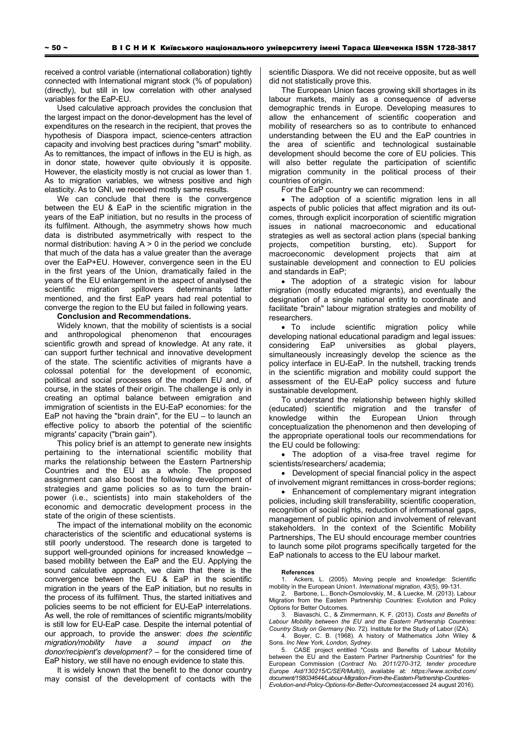received a control variable (international collaboration) tightly connected with International migrant stock (% of population) (directly), but still in low correlation with other analysed variables for the EaP-EU.

Used calculative approach provides the conclusion that the largest impact on the donor-development has the level of expenditures on the research in the recipient, that proves the hypothesis of Diaspora impact, science-centers attraction capacity and involving best practices during "smart" mobility. As to remittances, the impact of inflows in the EU is high, as in donor state, however quite obviously it is opposite. However, the elasticity mostly is not crucial as lower than 1. As to migration variables, we witness positive and high elasticity. As to GNI, we received mostly same results.

We can conclude that there is the convergence between the EU & EaP in the scientific migration in the years of the EaP initiation, but no results in the process of its fulfilment. Although, the asymmetrically shows how much data is distributed asymmetrically with respect to the normal distribution: having $A > 0$ in the period we conclude that much of the data has a value greater than the average over the EaP+EU. However, convergence seen in the EU in the first years of the Union, dramatically failed in the years of the EU enlargement in the aspect of analysed the scientific migration spillovers determinants latter mentioned, and the first EaP years had real potential to converge the region to the EU but failed in following years.

**Conclusion and Recommendations.**

Widely known, that the mobility of scientists is a social and anthropological phenomenon that encourages scientific growth and spread of knowledge. At any rate, it can support further technical and innovative development of the state. The scientific activities of migrants have a colossal potential for the development of economic, political and social processes of the modern EU and, of course, in the states of their origin. The challenge is only in creating an optimal balance between emigration and immigration of scientists in the EU-EaP economies: for the EaP not having the "brain drain", for the EU – to launch an effective policy to absorb the potential of the scientific migrants' capacity ("brain gain").

This policy brief is an attempt to generate new insights pertaining to the international scientific mobility that marks the relationship between the Eastern Partnership Countries and the EU as a whole. The proposed assignment can also boost the following development of strategies and game policies so as to turn the brain-power (i.e., scientists) into main stakeholders of the economic and democratic development process in the state of the origin of these scientists.

The impact of the international mobility on the economic characteristics of the scientific and educational systems is still poorly understood. The research done is targeted to support well-grounded opinions for increased knowledge – based mobility between the EaP and the EU. Applying the sound calculative approach, we claim that there is the convergence between the EU & EaP in the scientific migration in the years of the EaP initiation, but no results in the process of its fulfilment. Thus, the started initiatives and policies seems to be not efficient for EU-EaP interrelations. As well, the role of remittances of scientific migrants/mobility is still low for EU-EaP case. Despite the internal potential of our approach, to provide the answer: *does the scientific migration/mobility have a sound impact on the donor/recipient's development?* – for the considered time of EaP history, we still have no enough evidence to state this.

It is widely known that the benefit to the donor country may consist of the development of contacts with the scientific Diaspora. We did not receive opposite, but as well did not statistically prove this.

The European Union faces growing skill shortages in its labour markets, mainly as a consequence of adverse demographic trends in Europe. Developing measures to allow the enhancement of scientific cooperation and mobility of researchers so as to contribute to enhanced understanding between the EU and the EaP countries in the area of scientific and technological sustainable development should become the core of EU policies. This will also better regulate the participation of scientific migration community in the political process of their countries of origin.

For the EaP country we can recommend:

- The adoption of a scientific migration lens in all aspects of public policies that affect migration and its outcomes, through explicit incorporation of scientific migration issues in national macroeconomic and educational strategies as well as sectoral action plans (special banking projects, competition bursting, etc). Support for macroeconomic development projects that aim at sustainable development and connection to EU policies and standards in EaP;
- The adoption of a strategic vision for labour migration (mostly educated migrants), and eventually the designation of a single national entity to coordinate and facilitate "brain" labour migration strategies and mobility of researchers.
- To include scientific migration policy while developing national educational paradigm and legal issues: considering EaP universities as global players, simultaneously increasingly develop the science as the policy interface in EU-EaP. In the nutshell, tracking trends in the scientific migration and mobility could support the assessment of the EU-EaP policy success and future sustainable development.

To understand the relationship between highly skilled (educated) scientific migration and the transfer of knowledge within the European Union through conceptualization the phenomenon and then developing of the appropriate operational tools our recommendations for the EU could be following:

- The adoption of a visa-free travel regime for scientists/researchers/ academia;
- Development of special financial policy in the aspect of involvement migrant remittances in cross-border regions;
- Enhancement of complementary migrant integration policies, including skill transferability, scientific cooperation, recognition of social rights, reduction of informational gaps, management of public opinion and involvement of relevant stakeholders. In the context of the Scientific Mobility Partnerships, The EU should encourage member countries to launch some pilot programs specifically targeted for the EaP nationals to access to the EU labour market.

**References**

1. Ackers, L. (2005). Moving people and knowledge: Scientific mobility in the European Union1. *International migration*, *43*(5), 99-131.
2. Barbone, L., Bonch-Osmolovskiy, M., & Luecke, M. (2013). Labour Migration from the Eastern Partnership Countries: Evolution and Policy Options for Better Outcomes.
3. Biavaschi, C., & Zimmermann, K. F. (2013). *Costs and Benefits of Labour Mobility between the EU and the Eastern Partnership Countries: Country Study on Germany* (No. 72). Institute for the Study of Labor (IZA).
4. Boyer, C. B. (1968). A history of Mathematics John Wiley & Sons. *Inc New York, London, Sydney*.
5. CASE project entitled "Costs and Benefits of Labour Mobility between the EU and the Eastern Partner Partnership Countries" for the European Commission (*Contract No. 2011/270-312, tender procedure Europe Aid/130215/C/SER/Multi*)), available at: *https://www.scribd.com/document/158034644/Labour-Migration-From-the-Eastern-Partnership-Countries-Evolution-and-Policy-Options-for-Better-Outcomes*(accessed 24 august 2016).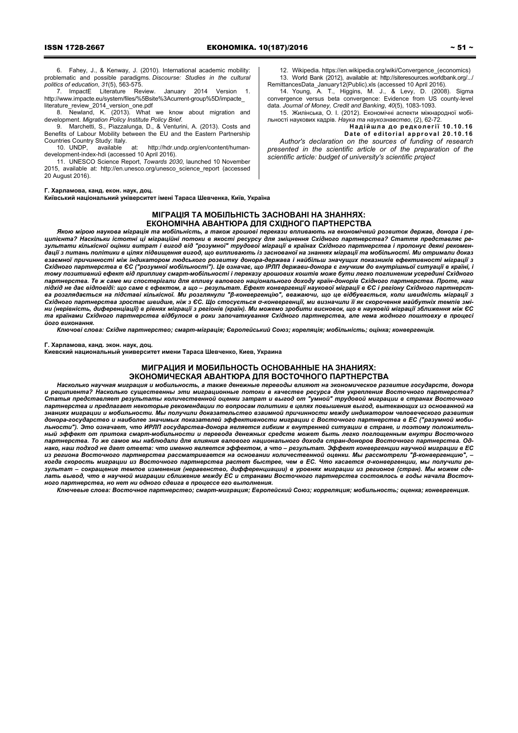6. Fahey, J., & Kenway, J. (2010). International academic mobility: problematic and possible paradigms. *Discourse: Studies in the cultural politics of education*, *31*(5), 563-575.

7. ImpactE Literature Review. January 2014 Version 1. http://www.impacte.eu/system/files/%5Bsite%3Acurrent-group%5D/impacte_literature_review_2014_version_one.pdf

8. Newland, K. (2013). What we know about migration and development. *Migration Policy Institute Policy Brief*.

9. Marchetti, S., Piazzalunga, D., & Venturini, A. (2013). Costs and Benefits of Labour Mobility between the EU and the Eastern Partnership Countries Country Study: Italy.

10. UNDP, available at: http://hdr.undp.org/en/content/human-development-index-hdi (accessed 10 April 2016).

11. UNESCO Science Report, *Towards 2030*, launched 10 November 2015, available at: http://en.unesco.org/unesco_science_report (accessed 20 August 2016).

12. Wikipedia. https://en.wikipedia.org/wiki/Convergence_(economics)

13. World Bank (2012), available at: http://siteresources.worldbank.org/.../RemittancesData_January12(Public).xls (accessed 10 April 2016).

14. Young, A. T., Higgins, M. J., & Levy, D. (2008). Sigma convergence versus beta convergence: Evidence from US county-level data. *Journal of Money, Credit and Banking*, *40*(5), 1083-1093.

15. Жилінська, О. І. (2012). Економічні аспекти міжнародної мобільності наукових кадрів. *Наука та наукознавство*, (2), 62-72.

**Надійшла до редколегії 10.10.16**
**Date of editorial approval 20.10.16**

*Author's declaration on the sources of funding of research presented in the scientific article or of the preparation of the scientific article: budget of university's scientific project*

**Г. Харламова, канд. екон. наук, доц.**
**Київський національний університет імені Тараса Шевченка, Київ, Україна**

## МІГРАЦІЯ ТА МОБІЛЬНІСТЬ ЗАСНОВАНІ НА ЗНАННЯХ: ЕКОНОМІЧНА АВАНТЮРА ДЛЯ СХІДНОГО ПАРТНЕРСТВА

***Якою мірою наукова міграція та мобільність, а також грошові перекази впливають на економічний розвиток держав, донора і реципієнта? Наскільки істотні ці міграційні потоки в якості ресурсу для зміцнення Східного партнерства? Стаття представляє результати кількісної оцінки витрат і вигод від "розумної" трудової міграції в країнах Східного партнерства і пропонує деякі рекомендації з питань політики в цілях підвищення вигод, що випливають із заснованої на знаннях міграції та мобільності. Ми отримали доказ взаємної причинності між індикатором людського розвитку донора-держава і найбільш значущих показників ефективності міграції з Східного партнерства в ЄС ("розумної мобільності"). Це означає, що ІРЛП держави-донора є гнучким до внутрішньої ситуації в країні, і тому позитивний ефект від припливу смарт-мобільності і переказу грошових коштів може бути легко поглиненим усередині Східного партнерства. Те ж саме ми спостерігали для впливу валового національного доходу країн-донорів Східного партнерства. Проте, наш підхід не дає відповіді: що саме є ефектом, а що – результат. Ефект конвергенції наукової міграції в ЄС і регіону Східного партнерства розглядається на підставі кількісної. Ми розглянули "β-конвергенцію", вважаючи, що це відбувається, коли швидкість міграції з Східного партнерства зростає швидше, ніж з ЄС. Що стосується σ-конвергенції, ми визначили її як скорочення майбутніх темпів зміни (нерівність, диференціації) в рівнях міграції з регіонів (країн). Ми можемо зробити висновок, що в науковій міграції зближення між ЄС та країнами Східного партнерства відбулося в роки започаткування Східного партнерства, але нема жодного поштовху в процесі його виконання.***

***Ключові слова: Східне партнерство; смарт-міграція; Європейський Союз; кореляція; мобільність; оцінка; конвергенція.***

**Г. Харламова, канд. экон. наук, доц.**
**Киевский национальный университет имени Тараса Шевченко, Киев, Украина**

## МИГРАЦИЯ И МОБИЛЬНОСТЬ ОСНОВАННЫЕ НА ЗНАНИЯХ: ЭКОНОМИЧЕСКАЯ АВАНТЮРА ДЛЯ ВОСТОЧНОГО ПАРТНЕРСТВА

***Насколько научная миграция и мобильность, а также денежные переводы влияют на экономическое развитие государств, донора и реципиента? Насколько существенны эти миграционные потоки в качестве ресурса для укрепления Восточного партнерства? Статья представляет результаты количественной оценки затрат и выгод от "умной" трудовой миграции в странах Восточного партнерства и предлагает некоторые рекомендации по вопросам политики в целях повышения выгод, вытекающих из основанной на знаниях миграции и мобильности. Мы получили доказательство взаимной причинности между индикатором человеческого развития донора-государство и наиболее значимых показателей эффективности миграции с Восточного партнерства в ЕС ("разумной мобильности"). Это означает, что ИРЛП государства-донора является гибким к внутренней ситуации в стране, и поэтому положительный эффект от притока смарт-мобильности и перевода денежных средств может быть легко поглощенным внутри Восточного партнерства. То же самое мы наблюдали для влияния валового национального дохода стран-доноров Восточного партнерства. Однако, наш подход не дает ответа: что именно является эффектом, а что – результат. Эффект конвергенции научной миграции в ЕС из региона Восточного партнерства рассматривается на основании количественной оценки. Мы рассмотрели "β-конвергенцию", – когда скорость миграции из Восточного партнерства растет быстрее, чем в ЕС. Что касается σ-конвергенции, мы получили результат – сокращение темпов изменения (неравенство, дифференциации) в уровнях миграции из регионов (стран). Мы можем сделать вывод, что в научной миграции сближение между ЕС и странами Восточного партнерства состоялось в годы начала Восточного партнерства, но нет ни одного сдвига в процессе его выполнения.***

***Ключевые слова: Восточное партнерство; смарт-миграция; Европейский Союз; корреляция; мобильность; оценка; конвергенция.***